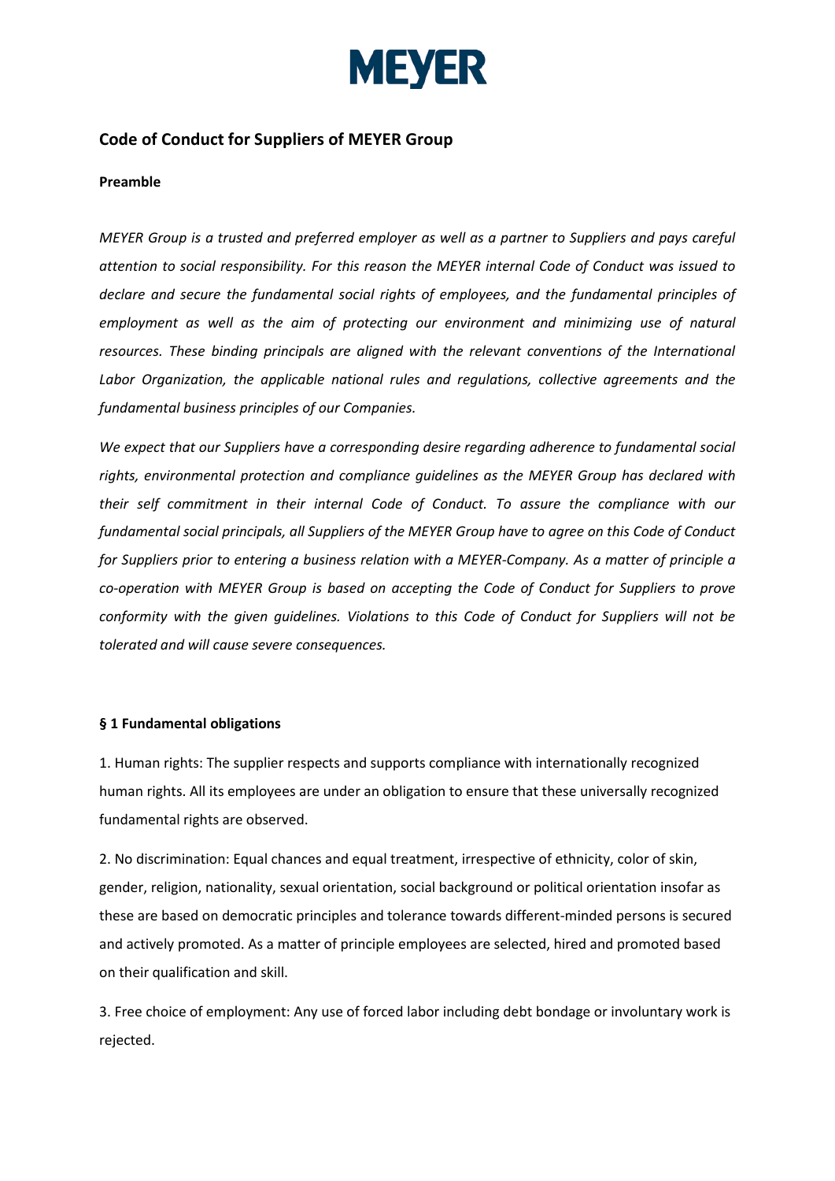MEYER

## Code of Conduct for Suppliers of MEYER Group

**Preamble**

*MEYER Group is a trusted and preferred employer as well as a partner to Suppliers and pays careful attention to social responsibility. For this reason the MEYER internal Code of Conduct was issued to declare and secure the fundamental social rights of employees, and the fundamental principles of employment as well as the aim of protecting our environment and minimizing use of natural resources. These binding principals are aligned with the relevant conventions of the International Labor Organization, the applicable national rules and regulations, collective agreements and the fundamental business principles of our Companies.*

*We expect that our Suppliers have a corresponding desire regarding adherence to fundamental social rights, environmental protection and compliance guidelines as the MEYER Group has declared with their self commitment in their internal Code of Conduct. To assure the compliance with our fundamental social principals, all Suppliers of the MEYER Group have to agree on this Code of Conduct for Suppliers prior to entering a business relation with a MEYER-Company. As a matter of principle a co-operation with MEYER Group is based on accepting the Code of Conduct for Suppliers to prove conformity with the given guidelines. Violations to this Code of Conduct for Suppliers will not be tolerated and will cause severe consequences.*

**§ 1 Fundamental obligations**

1. Human rights: The supplier respects and supports compliance with internationally recognized human rights. All its employees are under an obligation to ensure that these universally recognized fundamental rights are observed.

2. No discrimination: Equal chances and equal treatment, irrespective of ethnicity, color of skin, gender, religion, nationality, sexual orientation, social background or political orientation insofar as these are based on democratic principles and tolerance towards different-minded persons is secured and actively promoted. As a matter of principle employees are selected, hired and promoted based on their qualification and skill.

3. Free choice of employment: Any use of forced labor including debt bondage or involuntary work is rejected.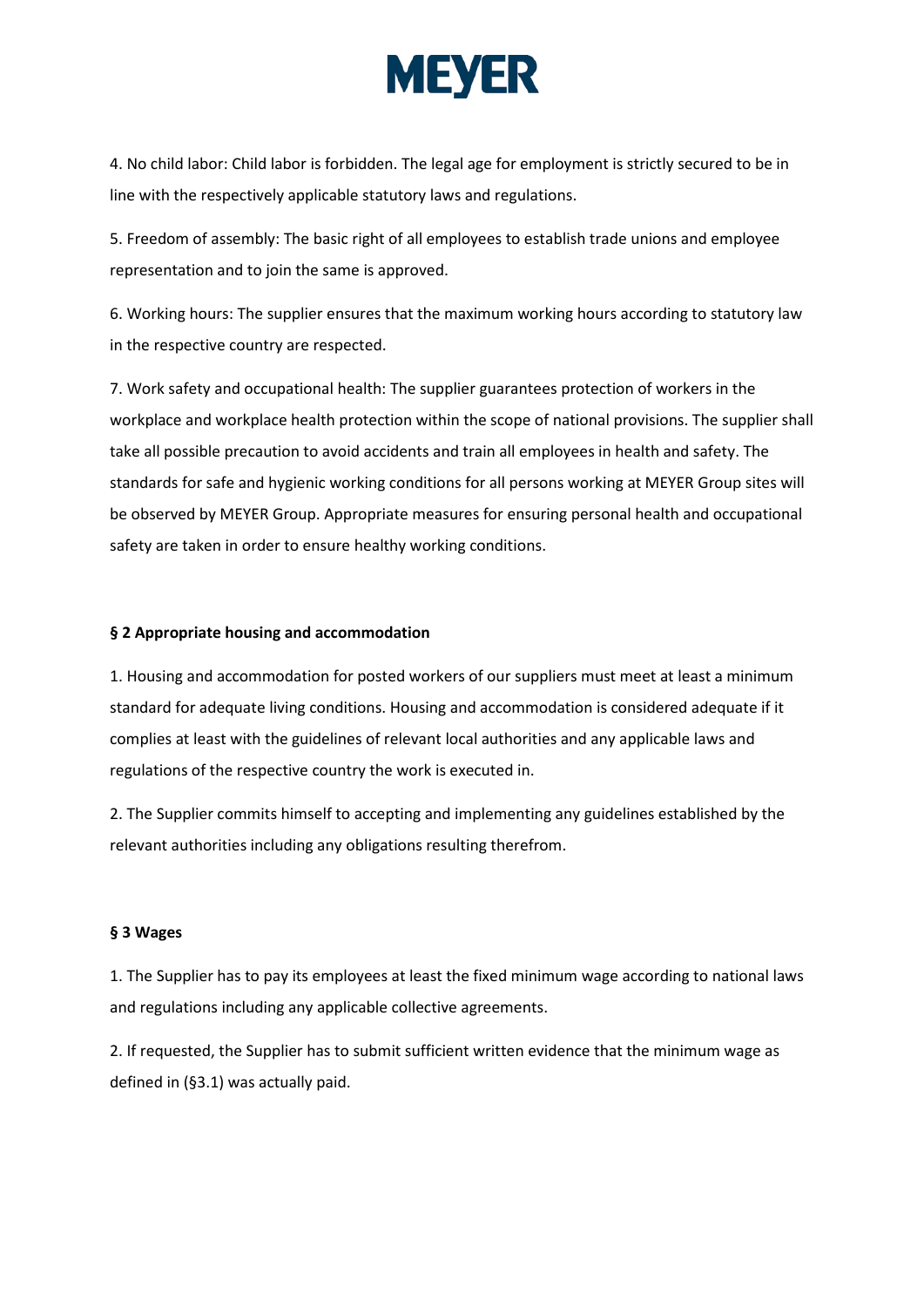4. No child labor: Child labor is forbidden. The legal age for employment is strictly secured to be in line with the respectively applicable statutory laws and regulations.

5. Freedom of assembly: The basic right of all employees to establish trade unions and employee representation and to join the same is approved.

6. Working hours: The supplier ensures that the maximum working hours according to statutory law in the respective country are respected.

7. Work safety and occupational health: The supplier guarantees protection of workers in the workplace and workplace health protection within the scope of national provisions. The supplier shall take all possible precaution to avoid accidents and train all employees in health and safety. The standards for safe and hygienic working conditions for all persons working at MEYER Group sites will be observed by MEYER Group. Appropriate measures for ensuring personal health and occupational safety are taken in order to ensure healthy working conditions.

**§ 2 Appropriate housing and accommodation**

1. Housing and accommodation for posted workers of our suppliers must meet at least a minimum standard for adequate living conditions. Housing and accommodation is considered adequate if it complies at least with the guidelines of relevant local authorities and any applicable laws and regulations of the respective country the work is executed in.

2. The Supplier commits himself to accepting and implementing any guidelines established by the relevant authorities including any obligations resulting therefrom.

**§ 3 Wages**

1. The Supplier has to pay its employees at least the fixed minimum wage according to national laws and regulations including any applicable collective agreements.

2. If requested, the Supplier has to submit sufficient written evidence that the minimum wage as defined in (§3.1) was actually paid.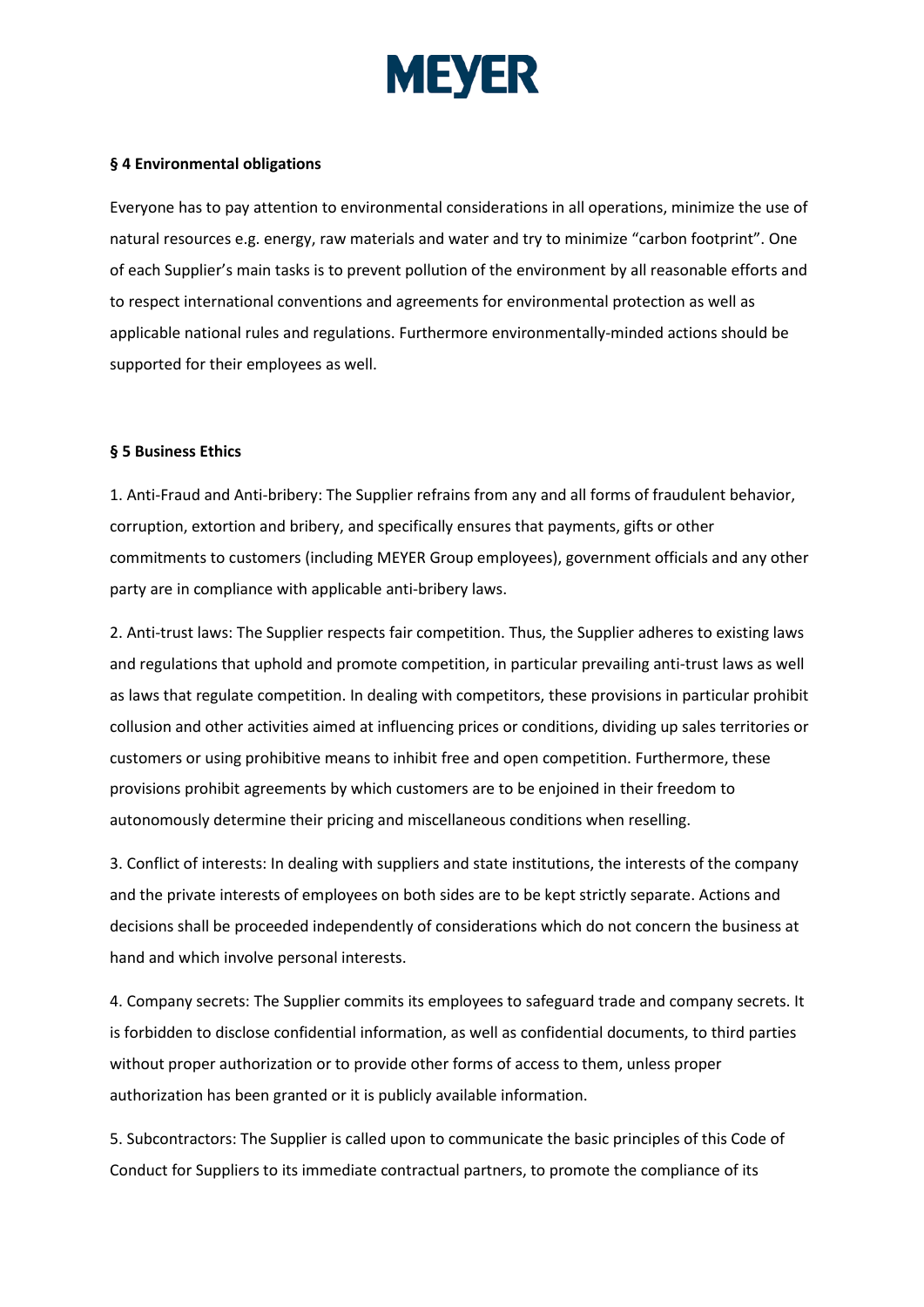### § 4 Environmental obligations

Everyone has to pay attention to environmental considerations in all operations, minimize the use of natural resources e.g. energy, raw materials and water and try to minimize "carbon footprint". One of each Supplier's main tasks is to prevent pollution of the environment by all reasonable efforts and to respect international conventions and agreements for environmental protection as well as applicable national rules and regulations. Furthermore environmentally-minded actions should be supported for their employees as well.

### § 5 Business Ethics

1. Anti-Fraud and Anti-bribery: The Supplier refrains from any and all forms of fraudulent behavior, corruption, extortion and bribery, and specifically ensures that payments, gifts or other commitments to customers (including MEYER Group employees), government officials and any other party are in compliance with applicable anti-bribery laws.

2. Anti-trust laws: The Supplier respects fair competition. Thus, the Supplier adheres to existing laws and regulations that uphold and promote competition, in particular prevailing anti-trust laws as well as laws that regulate competition. In dealing with competitors, these provisions in particular prohibit collusion and other activities aimed at influencing prices or conditions, dividing up sales territories or customers or using prohibitive means to inhibit free and open competition. Furthermore, these provisions prohibit agreements by which customers are to be enjoined in their freedom to autonomously determine their pricing and miscellaneous conditions when reselling.

3. Conflict of interests: In dealing with suppliers and state institutions, the interests of the company and the private interests of employees on both sides are to be kept strictly separate. Actions and decisions shall be proceeded independently of considerations which do not concern the business at hand and which involve personal interests.

4. Company secrets: The Supplier commits its employees to safeguard trade and company secrets. It is forbidden to disclose confidential information, as well as confidential documents, to third parties without proper authorization or to provide other forms of access to them, unless proper authorization has been granted or it is publicly available information.

5. Subcontractors: The Supplier is called upon to communicate the basic principles of this Code of Conduct for Suppliers to its immediate contractual partners, to promote the compliance of its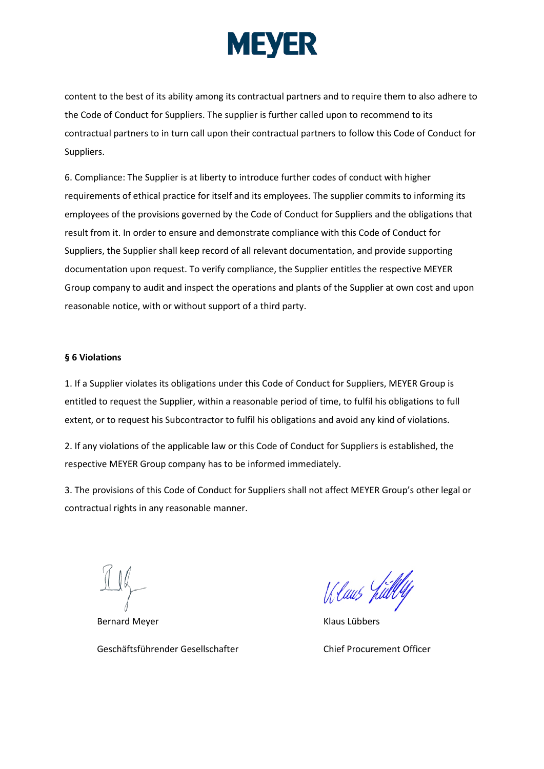content to the best of its ability among its contractual partners and to require them to also adhere to the Code of Conduct for Suppliers. The supplier is further called upon to recommend to its contractual partners to in turn call upon their contractual partners to follow this Code of Conduct for Suppliers.

6. Compliance: The Supplier is at liberty to introduce further codes of conduct with higher requirements of ethical practice for itself and its employees. The supplier commits to informing its employees of the provisions governed by the Code of Conduct for Suppliers and the obligations that result from it. In order to ensure and demonstrate compliance with this Code of Conduct for Suppliers, the Supplier shall keep record of all relevant documentation, and provide supporting documentation upon request. To verify compliance, the Supplier entitles the respective MEYER Group company to audit and inspect the operations and plants of the Supplier at own cost and upon reasonable notice, with or without support of a third party.

**§ 6 Violations**

1. If a Supplier violates its obligations under this Code of Conduct for Suppliers, MEYER Group is entitled to request the Supplier, within a reasonable period of time, to fulfil his obligations to full extent, or to request his Subcontractor to fulfil his obligations and avoid any kind of violations.

2. If any violations of the applicable law or this Code of Conduct for Suppliers is established, the respective MEYER Group company has to be informed immediately.

3. The provisions of this Code of Conduct for Suppliers shall not affect MEYER Group's other legal or contractual rights in any reasonable manner.

Bernard Meyer

Geschäftsführender Gesellschafter

Klaus Lübbers

Chief Procurement Officer